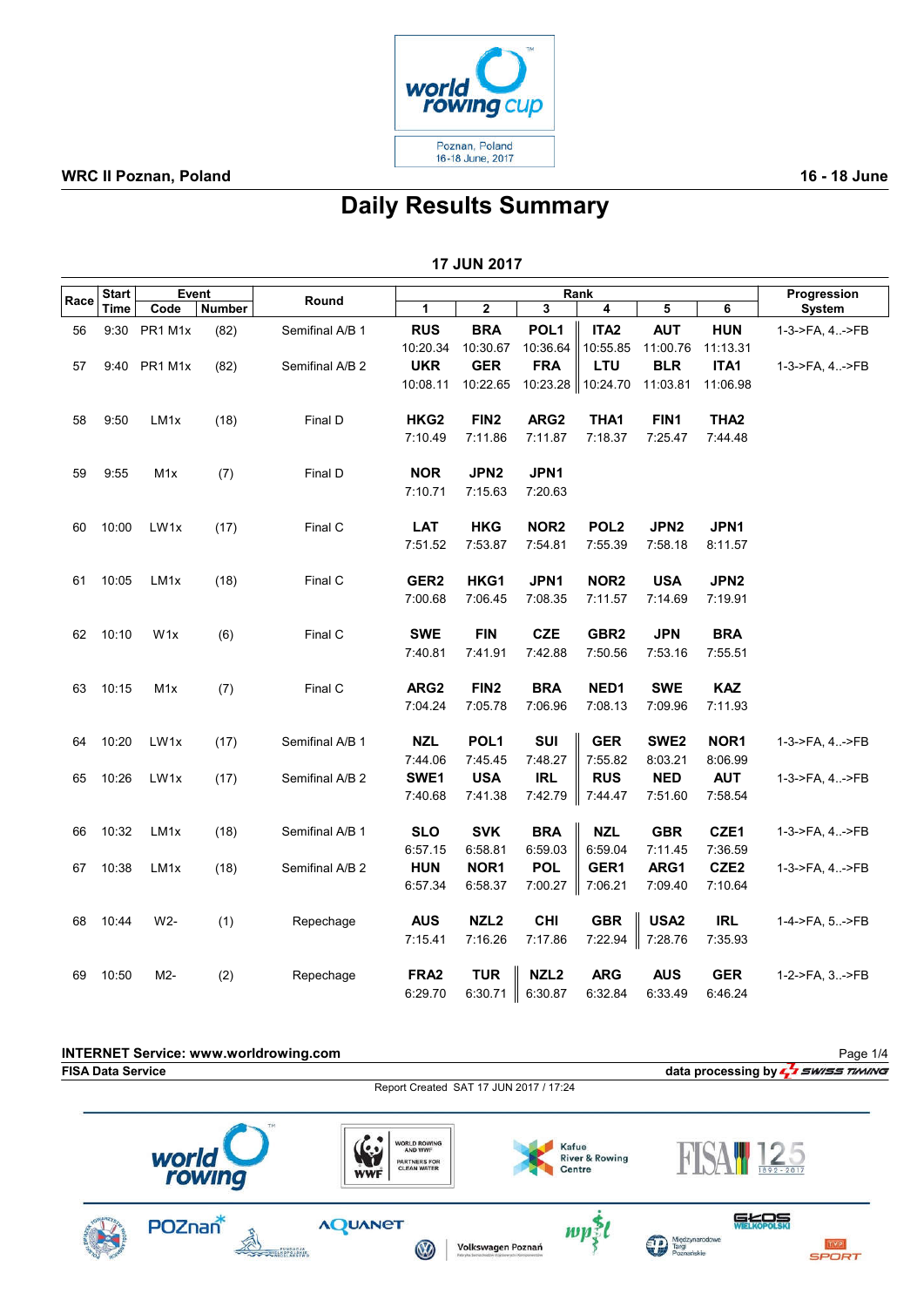WRC II Poznan, Poland

16 - 18 June

# Daily Results Summary

## 17 JUN 2017

| Race | Start Time | Event Code | Event Number | Round | Rank 1 | Rank 2 | Rank 3 | Rank 4 | Rank 5 | Rank 6 | Progression System |
|---|---|---|---|---|---|---|---|---|---|---|---|
| 56 | 9:30 | PR1 M1x | (82) | Semifinal A/B 1 | **RUS** 10:20.34 | **BRA** 10:30.67 | **POL1** 10:36.64 | **ITA2** 10:55.85 | **AUT** 11:00.76 | **HUN** 11:13.31 | 1-3->FA, 4..->FB |
| 57 | 9:40 | PR1 M1x | (82) | Semifinal A/B 2 | **UKR** 10:08.11 | **GER** 10:22.65 | **FRA** 10:23.28 | **LTU** 10:24.70 | **BLR** 11:03.81 | **ITA1** 11:06.98 | 1-3->FA, 4..->FB |
| 58 | 9:50 | LM1x | (18) | Final D | **HKG2** 7:10.49 | **FIN2** 7:11.86 | **ARG2** 7:11.87 | **THA1** 7:18.37 | **FIN1** 7:25.47 | **THA2** 7:44.48 | |
| 59 | 9:55 | M1x | (7) | Final D | **NOR** 7:10.71 | **JPN2** 7:15.63 | **JPN1** 7:20.63 | | | | |
| 60 | 10:00 | LW1x | (17) | Final C | **LAT** 7:51.52 | **HKG** 7:53.87 | **NOR2** 7:54.81 | **POL2** 7:55.39 | **JPN2** 7:58.18 | **JPN1** 8:11.57 | |
| 61 | 10:05 | LM1x | (18) | Final C | **GER2** 7:00.68 | **HKG1** 7:06.45 | **JPN1** 7:08.35 | **NOR2** 7:11.57 | **USA** 7:14.69 | **JPN2** 7:19.91 | |
| 62 | 10:10 | W1x | (6) | Final C | **SWE** 7:40.81 | **FIN** 7:41.91 | **CZE** 7:42.88 | **GBR2** 7:50.56 | **JPN** 7:53.16 | **BRA** 7:55.51 | |
| 63 | 10:15 | M1x | (7) | Final C | **ARG2** 7:04.24 | **FIN2** 7:05.78 | **BRA** 7:06.96 | **NED1** 7:08.13 | **SWE** 7:09.96 | **KAZ** 7:11.93 | |
| 64 | 10:20 | LW1x | (17) | Semifinal A/B 1 | **NZL** 7:44.06 | **POL1** 7:45.45 | **SUI** 7:48.27 | **GER** 7:55.82 | **SWE2** 8:03.21 | **NOR1** 8:06.99 | 1-3->FA, 4..->FB |
| 65 | 10:26 | LW1x | (17) | Semifinal A/B 2 | **SWE1** 7:40.68 | **USA** 7:41.38 | **IRL** 7:42.79 | **RUS** 7:44.47 | **NED** 7:51.60 | **AUT** 7:58.54 | 1-3->FA, 4..->FB |
| 66 | 10:32 | LM1x | (18) | Semifinal A/B 1 | **SLO** 6:57.15 | **SVK** 6:58.81 | **BRA** 6:59.03 | **NZL** 6:59.04 | **GBR** 7:11.45 | **CZE1** 7:36.59 | 1-3->FA, 4..->FB |
| 67 | 10:38 | LM1x | (18) | Semifinal A/B 2 | **HUN** 6:57.34 | **NOR1** 6:58.37 | **POL** 7:00.27 | **GER1** 7:06.21 | **ARG1** 7:09.40 | **CZE2** 7:10.64 | 1-3->FA, 4..->FB |
| 68 | 10:44 | W2- | (1) | Repechage | **AUS** 7:15.41 | **NZL2** 7:16.26 | **CHI** 7:17.86 | **GBR** 7:22.94 | **USA2** 7:28.76 | **IRL** 7:35.93 | 1-4->FA, 5..->FB |
| 69 | 10:50 | M2- | (2) | Repechage | **FRA2** 6:29.70 | **TUR** 6:30.71 | **NZL2** 6:30.87 | **ARG** 6:32.84 | **AUS** 6:33.49 | **GER** 6:46.24 | 1-2->FA, 3..->FB |

INTERNET Service: www.worldrowing.com

FISA Data Service

data processing by SWISS TIMING

Report Created SAT 17 JUN 2017 / 17:24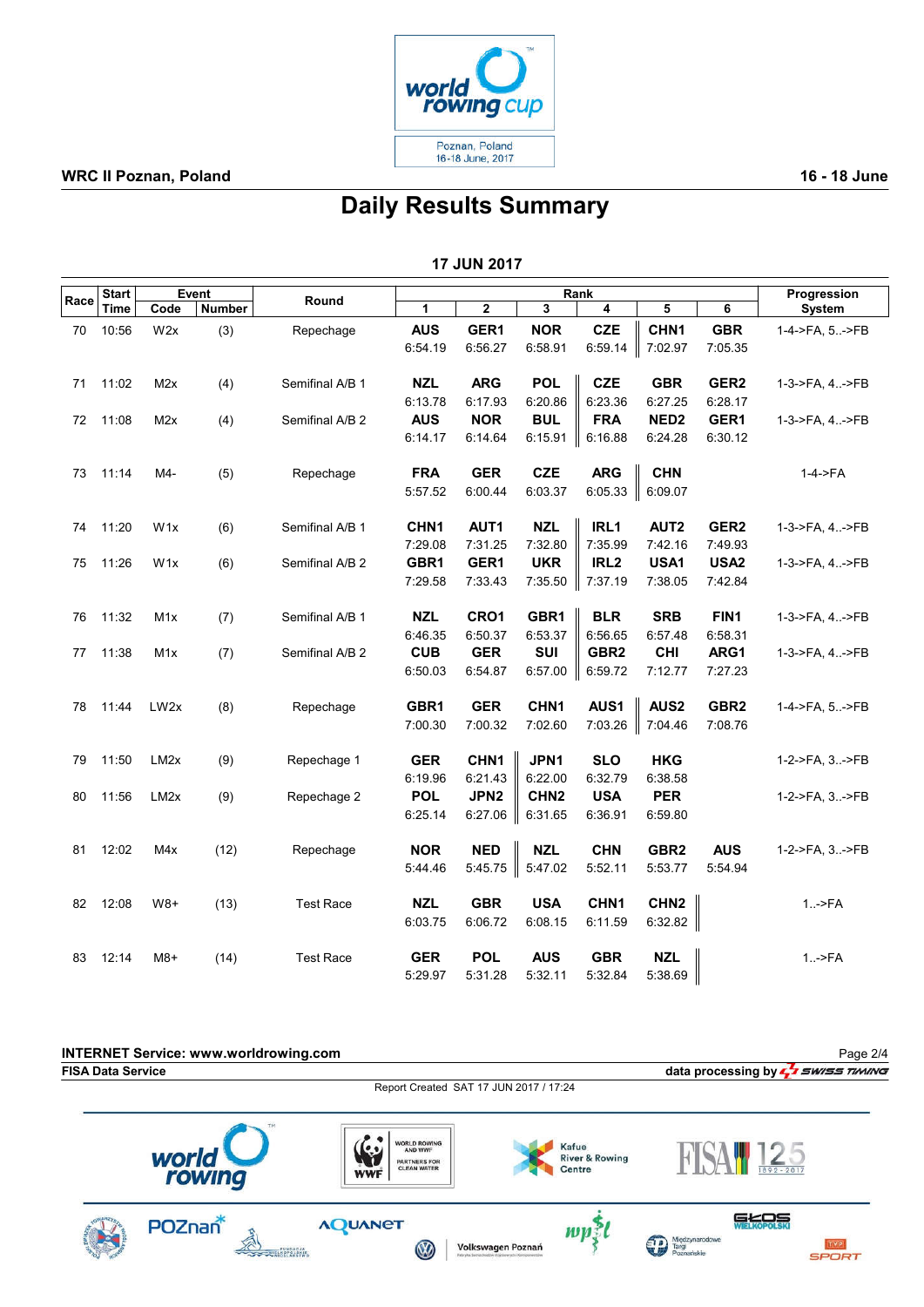WRC II Poznan, Poland

16 - 18 June

# Daily Results Summary

## 17 JUN 2017

| Race | Start Time | Event Code | Event Number | Round | Rank 1 | Rank 2 | Rank 3 | Rank 4 | Rank 5 | Rank 6 | Progression System |
|---|---|---|---|---|---|---|---|---|---|---|---|
| 70 | 10:56 | W2x | (3) | Repechage | AUS 6:54.19 | GER1 6:56.27 | NOR 6:58.91 | CZE 6:59.14 | CHN1 7:02.97 | GBR 7:05.35 | 1-4->FA, 5..->FB |
| 71 | 11:02 | M2x | (4) | Semifinal A/B 1 | NZL 6:13.78 | ARG 6:17.93 | POL 6:20.86 | CZE 6:23.36 | GBR 6:27.25 | GER2 6:28.17 | 1-3->FA, 4..->FB |
| 72 | 11:08 | M2x | (4) | Semifinal A/B 2 | AUS 6:14.17 | NOR 6:14.64 | BUL 6:15.91 | FRA 6:16.88 | NED2 6:24.28 | GER1 6:30.12 | 1-3->FA, 4..->FB |
| 73 | 11:14 | M4- | (5) | Repechage | FRA 5:57.52 | GER 6:00.44 | CZE 6:03.37 | ARG 6:05.33 | CHN 6:09.07 | | 1-4->FA |
| 74 | 11:20 | W1x | (6) | Semifinal A/B 1 | CHN1 7:29.08 | AUT1 7:31.25 | NZL 7:32.80 | IRL1 7:35.99 | AUT2 7:42.16 | GER2 7:49.93 | 1-3->FA, 4..->FB |
| 75 | 11:26 | W1x | (6) | Semifinal A/B 2 | GBR1 7:29.58 | GER1 7:33.43 | UKR 7:35.50 | IRL2 7:37.19 | USA1 7:38.05 | USA2 7:42.84 | 1-3->FA, 4..->FB |
| 76 | 11:32 | M1x | (7) | Semifinal A/B 1 | NZL 6:46.35 | CRO1 6:50.37 | GBR1 6:53.37 | BLR 6:56.65 | SRB 6:57.48 | FIN1 6:58.31 | 1-3->FA, 4..->FB |
| 77 | 11:38 | M1x | (7) | Semifinal A/B 2 | CUB 6:50.03 | GER 6:54.87 | SUI 6:57.00 | GBR2 6:59.72 | CHI 7:12.77 | ARG1 7:27.23 | 1-3->FA, 4..->FB |
| 78 | 11:44 | LW2x | (8) | Repechage | GBR1 7:00.30 | GER 7:00.32 | CHN1 7:02.60 | AUS1 7:03.26 | AUS2 7:04.46 | GBR2 7:08.76 | 1-4->FA, 5..->FB |
| 79 | 11:50 | LM2x | (9) | Repechage 1 | GER 6:19.96 | CHN1 6:21.43 | JPN1 6:22.00 | SLO 6:32.79 | HKG 6:38.58 | | 1-2->FA, 3..->FB |
| 80 | 11:56 | LM2x | (9) | Repechage 2 | POL 6:25.14 | JPN2 6:27.06 | CHN2 6:31.65 | USA 6:36.91 | PER 6:59.80 | | 1-2->FA, 3..->FB |
| 81 | 12:02 | M4x | (12) | Repechage | NOR 5:44.46 | NED 5:45.75 | NZL 5:47.02 | CHN 5:52.11 | GBR2 5:53.77 | AUS 5:54.94 | 1-2->FA, 3..->FB |
| 82 | 12:08 | W8+ | (13) | Test Race | NZL 6:03.75 | GBR 6:06.72 | USA 6:08.15 | CHN1 6:11.59 | CHN2 6:32.82 | | 1..->FA |
| 83 | 12:14 | M8+ | (14) | Test Race | GER 5:29.97 | POL 5:31.28 | AUS 5:32.11 | GBR 5:32.84 | NZL 5:38.69 | | 1..->FA |

INTERNET Service: www.worldrowing.com

FISA Data Service

data processing by SWISS TIMING

Report Created SAT 17 JUN 2017 / 17:24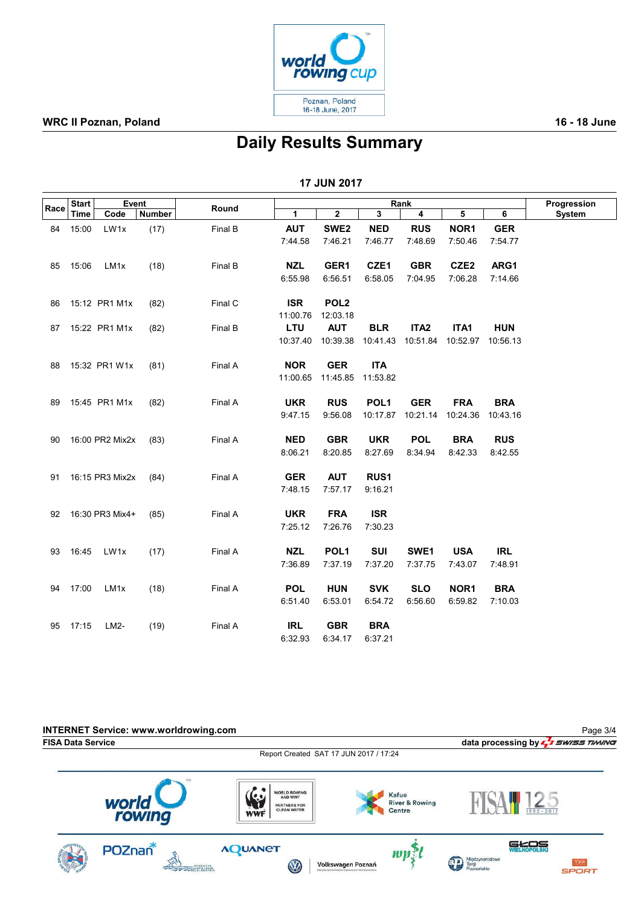**WRC II Poznan, Poland** | **16 - 18 June**

# Daily Results Summary

## 17 JUN 2017

| Race | Start Time | Event Code | Event Number | Round | Rank 1 | Rank 2 | Rank 3 | Rank 4 | Rank 5 | Rank 6 | Progression System |
|---|---|---|---|---|---|---|---|---|---|---|---|
| 84 | 15:00 | LW1x | (17) | Final B | **AUT** 7:44.58 | **SWE2** 7:46.21 | **NED** 7:46.77 | **RUS** 7:48.69 | **NOR1** 7:50.46 | **GER** 7:54.77 | |
| 85 | 15:06 | LM1x | (18) | Final B | **NZL** 6:55.98 | **GER1** 6:56.51 | **CZE1** 6:58.05 | **GBR** 7:04.95 | **CZE2** 7:06.28 | **ARG1** 7:14.66 | |
| 86 | 15:12 | PR1 M1x | (82) | Final C | **ISR** 11:00.76 | **POL2** 12:03.18 | | | | | |
| 87 | 15:22 | PR1 M1x | (82) | Final B | **LTU** 10:37.40 | **AUT** 10:39.38 | **BLR** 10:41.43 | **ITA2** 10:51.84 | **ITA1** 10:52.97 | **HUN** 10:56.13 | |
| 88 | 15:32 | PR1 W1x | (81) | Final A | **NOR** 11:00.65 | **GER** 11:45.85 | **ITA** 11:53.82 | | | | |
| 89 | 15:45 | PR1 M1x | (82) | Final A | **UKR** 9:47.15 | **RUS** 9:56.08 | **POL1** 10:17.87 | **GER** 10:21.14 | **FRA** 10:24.36 | **BRA** 10:43.16 | |
| 90 | 16:00 | PR2 Mix2x | (83) | Final A | **NED** 8:06.21 | **GBR** 8:20.85 | **UKR** 8:27.69 | **POL** 8:34.94 | **BRA** 8:42.33 | **RUS** 8:42.55 | |
| 91 | 16:15 | PR3 Mix2x | (84) | Final A | **GER** 7:48.15 | **AUT** 7:57.17 | **RUS1** 9:16.21 | | | | |
| 92 | 16:30 | PR3 Mix4+ | (85) | Final A | **UKR** 7:25.12 | **FRA** 7:26.76 | **ISR** 7:30.23 | | | | |
| 93 | 16:45 | LW1x | (17) | Final A | **NZL** 7:36.89 | **POL1** 7:37.19 | **SUI** 7:37.20 | **SWE1** 7:37.75 | **USA** 7:43.07 | **IRL** 7:48.91 | |
| 94 | 17:00 | LM1x | (18) | Final A | **POL** 6:51.40 | **HUN** 6:53.01 | **SVK** 6:54.72 | **SLO** 6:56.60 | **NOR1** 6:59.82 | **BRA** 7:10.03 | |
| 95 | 17:15 | LM2- | (19) | Final A | **IRL** 6:32.93 | **GBR** 6:34.17 | **BRA** 6:37.21 | | | | |

**INTERNET Service: www.worldrowing.com**
**FISA Data Service** — data processing by SWISS TIMING

Report Created SAT 17 JUN 2017 / 17:24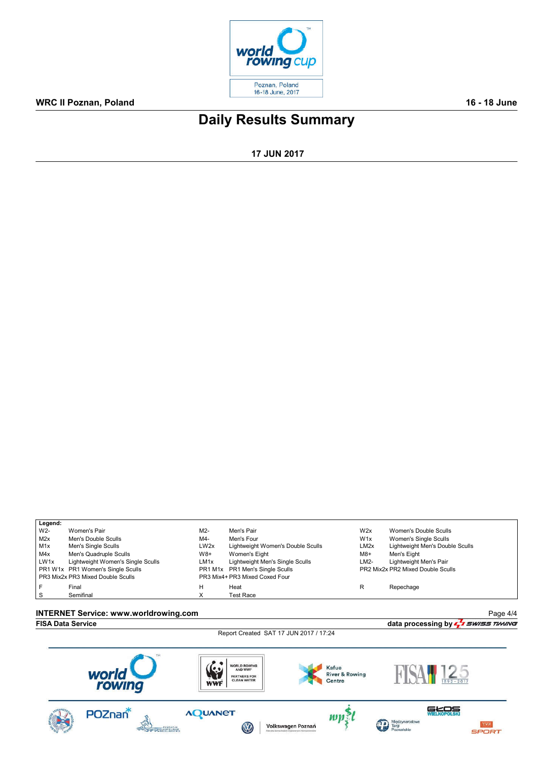# Daily Results Summary

**17 JUN 2017**

**Legend:**

| | | | | | |
|---|---|---|---|---|---|
| W2- | Women's Pair | M2- | Men's Pair | W2x | Women's Double Sculls |
| M2x | Men's Double Sculls | M4- | Men's Four | W1x | Women's Single Sculls |
| M1x | Men's Single Sculls | LW2x | Lightweight Women's Double Sculls | LM2x | Lightweight Men's Double Sculls |
| M4x | Men's Quadruple Sculls | W8+ | Women's Eight | M8+ | Men's Eight |
| LW1x | Lightweight Women's Single Sculls | LM1x | Lightweight Men's Single Sculls | LM2- | Lightweight Men's Pair |
| PR1 W1x | PR1 Women's Single Sculls | PR1 M1x | PR1 Men's Single Sculls | PR2 Mix2x | PR2 Mixed Double Sculls |
| PR3 Mix2x | PR3 Mixed Double Sculls | PR3 Mix4+ | PR3 Mixed Coxed Four | | |
| F | Final | H | Heat | R | Repechage |
| S | Semifinal | X | Test Race | | |

**INTERNET Service: www.worldrowing.com**

**FISA Data Service** — **data processing by SWISS TIMING**

Report Created SAT 17 JUN 2017 / 17:24